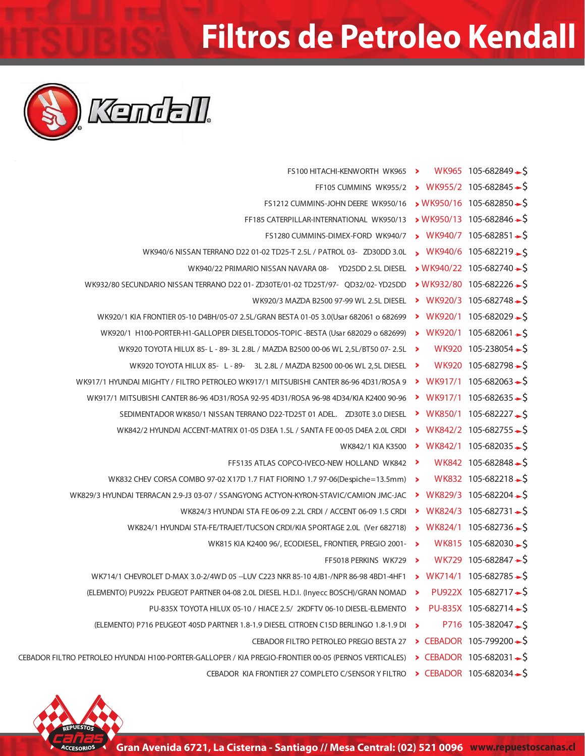# Filtros de Petroleo Kendall

| Descripción | Código | Código interno | Precio |
|---|---|---|---|
| FS100 HITACHI-KENWORTH WK965 | WK965 | 105-682849 | $ |
| FF105 CUMMINS WK955/2 | WK955/2 | 105-682845 | $ |
| FS1212 CUMMINS-JOHN DEERE WK950/16 | WK950/16 | 105-682850 | $ |
| FF185 CATERPILLAR-INTERNATIONAL WK950/13 | WK950/13 | 105-682846 | $ |
| FS1280 CUMMINS-DIMEX-FORD WK940/7 | WK940/7 | 105-682851 | $ |
| WK940/6 NISSAN TERRANO D22 01-02 TD25-T 2.5L / PATROL 03- ZD30DD 3.0L | WK940/6 | 105-682219 | $ |
| WK940/22 PRIMARIO NISSAN NAVARA 08- YD25DD 2.5L DIESEL | WK940/22 | 105-682740 | $ |
| WK932/80 SECUNDARIO NISSAN TERRANO D22 01- ZD30TE/01-02 TD25T/97- QD32/02- YD25DD | WK932/80 | 105-682226 | $ |
| WK920/3 MAZDA B2500 97-99 WL 2.5L DIESEL | WK920/3 | 105-682748 | $ |
| WK920/1 KIA FRONTIER 05-10 D4BH/05-07 2.5L/GRAN BESTA 01-05 3.0(Usar 682061 o 682699 | WK920/1 | 105-682029 | $ |
| WK920/1 H100-PORTER-H1-GALLOPER DIESELTODOS-TOPIC -BESTA (Usar 682029 o 682699) | WK920/1 | 105-682061 | $ |
| WK920 TOYOTA HILUX 85- L - 89- 3L 2.8L / MAZDA B2500 00-06 WL 2,5L/BT50 07- 2.5L | WK920 | 105-238054 | $ |
| WK920 TOYOTA HILUX 85- L - 89- 3L 2.8L / MAZDA B2500 00-06 WL 2,5L DIESEL | WK920 | 105-682798 | $ |
| WK917/1 HYUNDAI MIGHTY / FILTRO PETROLEO WK917/1 MITSUBISHI CANTER 86-96 4D31/ROSA 9 | WK917/1 | 105-682063 | $ |
| WK917/1 MITSUBISHI CANTER 86-96 4D31/ROSA 92-95 4D31/ROSA 96-98 4D34/KIA K2400 90-96 | WK917/1 | 105-682635 | $ |
| SEDIMENTADOR WK850/1 NISSAN TERRANO D22-TD25T 01 ADEL. ZD30TE 3.0 DIESEL | WK850/1 | 105-682227 | $ |
| WK842/2 HYUNDAI ACCENT-MATRIX 01-05 D3EA 1.5L / SANTA FE 00-05 D4EA 2.0L CRDI | WK842/2 | 105-682755 | $ |
| WK842/1 KIA K3500 | WK842/1 | 105-682035 | $ |
| FF5135 ATLAS COPCO-IVECO-NEW HOLLAND WK842 | WK842 | 105-682848 | $ |
| WK832 CHEV CORSA COMBO 97-02 X17D 1.7 FIAT FIORINO 1.7 97-06(Despiche=13.5mm) | WK832 | 105-682218 | $ |
| WK829/3 HYUNDAI TERRACAN 2.9-J3 03-07 / SSANGYONG ACTYON-KYRON-STAVIC/CAMION JMC-JAC | WK829/3 | 105-682204 | $ |
| WK824/3 HYUNDAI STA FE 06-09 2.2L CRDI / ACCENT 06-09 1.5 CRDI | WK824/3 | 105-682731 | $ |
| WK824/1 HYUNDAI STA-FE/TRAJET/TUCSON CRDI/KIA SPORTAGE 2.0L (Ver 682718) | WK824/1 | 105-682736 | $ |
| WK815 KIA K2400 96/, ECODIESEL, FRONTIER, PREGIO 2001- | WK815 | 105-682030 | $ |
| FF5018 PERKINS WK729 | WK729 | 105-682847 | $ |
| WK714/1 CHEVROLET D-MAX 3.0-2/4WD 05 --LUV C223 NKR 85-10 4JB1-/NPR 86-98 4BD1-4HF1 | WK714/1 | 105-682785 | $ |
| (ELEMENTO) PU922x PEUGEOT PARTNER 04-08 2.0L DIESEL H.D.I. (Inyecc BOSCH)/GRAN NOMAD | PU922X | 105-682717 | $ |
| PU-835X TOYOTA HILUX 05-10 / HIACE 2.5/ 2KDFTV 06-10 DIESEL-ELEMENTO | PU-835X | 105-682714 | $ |
| (ELEMENTO) P716 PEUGEOT 405D PARTNER 1.8-1.9 DIESEL CITROEN C15D BERLINGO 1.8-1.9 DI | P716 | 105-382047 | $ |
| CEBADOR FILTRO PETROLEO PREGIO BESTA 27 | CEBADOR | 105-799200 | $ |
| CEBADOR FILTRO PETROLEO HYUNDAI H100-PORTER-GALLOPER / KIA PREGIO-FRONTIER 00-05 (PERNOS VERTICALES) | CEBADOR | 105-682031 | $ |
| CEBADOR KIA FRONTIER 27 COMPLETO C/SENSOR Y FILTRO | CEBADOR | 105-682034 | $ |

Gran Avenida 6721, La Cisterna - Santiago // Mesa Central: (02) 521 0096 www.repuestoscanas.cl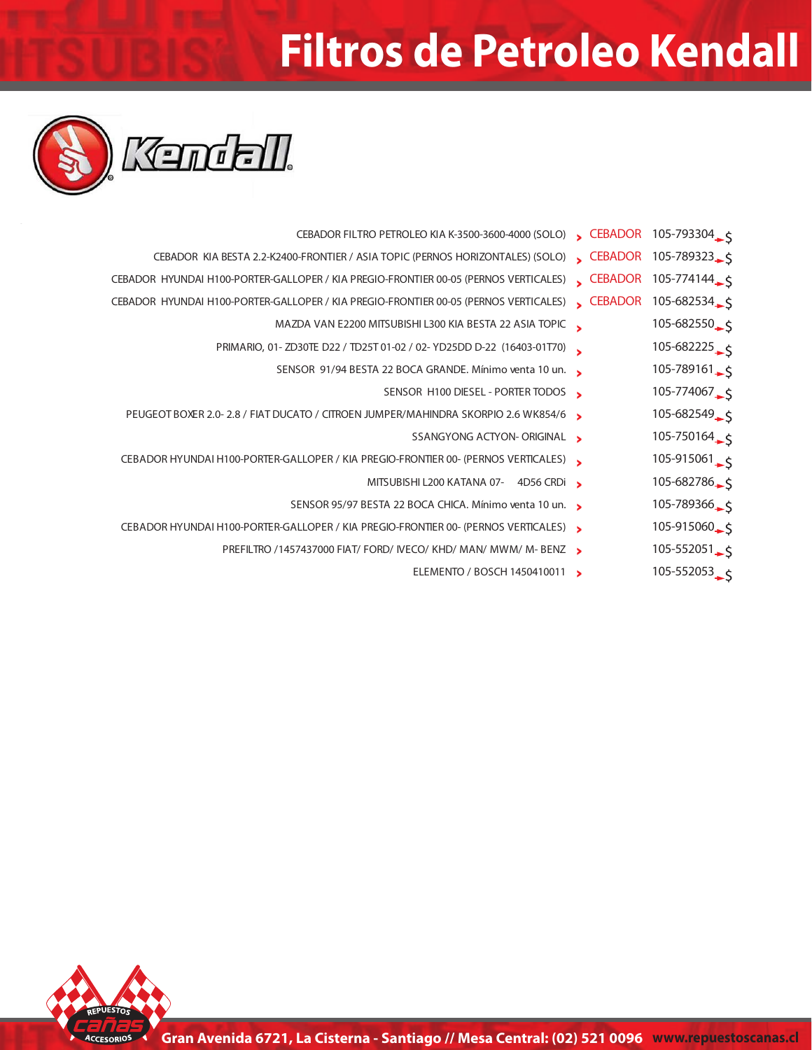# Filtros de Petroleo Kendall

| | | | |
|---|---|---|---|
| CEBADOR FILTRO PETROLEO KIA K-3500-3600-4000 (SOLO) | CEBADOR | 105-793304 | $ |
| CEBADOR KIA BESTA 2.2-K2400-FRONTIER / ASIA TOPIC (PERNOS HORIZONTALES) (SOLO) | CEBADOR | 105-789323 | $ |
| CEBADOR HYUNDAI H100-PORTER-GALLOPER / KIA PREGIO-FRONTIER 00-05 (PERNOS VERTICALES) | CEBADOR | 105-774144 | $ |
| CEBADOR HYUNDAI H100-PORTER-GALLOPER / KIA PREGIO-FRONTIER 00-05 (PERNOS VERTICALES) | CEBADOR | 105-682534 | $ |
| MAZDA VAN E2200 MITSUBISHI L300 KIA BESTA 22 ASIA TOPIC | | 105-682550 | $ |
| PRIMARIO, 01- ZD30TE D22 / TD25T 01-02 / 02- YD25DD D-22 (16403-01T70) | | 105-682225 | $ |
| SENSOR 91/94 BESTA 22 BOCA GRANDE. Mínimo venta 10 un. | | 105-789161 | $ |
| SENSOR H100 DIESEL - PORTER TODOS | | 105-774067 | $ |
| PEUGEOT BOXER 2.0- 2.8 / FIAT DUCATO / CITROEN JUMPER/MAHINDRA SKORPIO 2.6 WK854/6 | | 105-682549 | $ |
| SSANGYONG ACTYON- ORIGINAL | | 105-750164 | $ |
| CEBADOR HYUNDAI H100-PORTER-GALLOPER / KIA PREGIO-FRONTIER 00- (PERNOS VERTICALES) | | 105-915061 | $ |
| MITSUBISHI L200 KATANA 07- 4D56 CRDi | | 105-682786 | $ |
| SENSOR 95/97 BESTA 22 BOCA CHICA. Mínimo venta 10 un. | | 105-789366 | $ |
| CEBADOR HYUNDAI H100-PORTER-GALLOPER / KIA PREGIO-FRONTIER 00- (PERNOS VERTICALES) | | 105-915060 | $ |
| PREFILTRO /1457437000 FIAT/ FORD/ IVECO/ KHD/ MAN/ MWM/ M- BENZ | | 105-552051 | $ |
| ELEMENTO / BOSCH 1450410011 | | 105-552053 | $ |

Gran Avenida 6721, La Cisterna - Santiago // Mesa Central: (02) 521 0096 www.repuestoscanas.cl